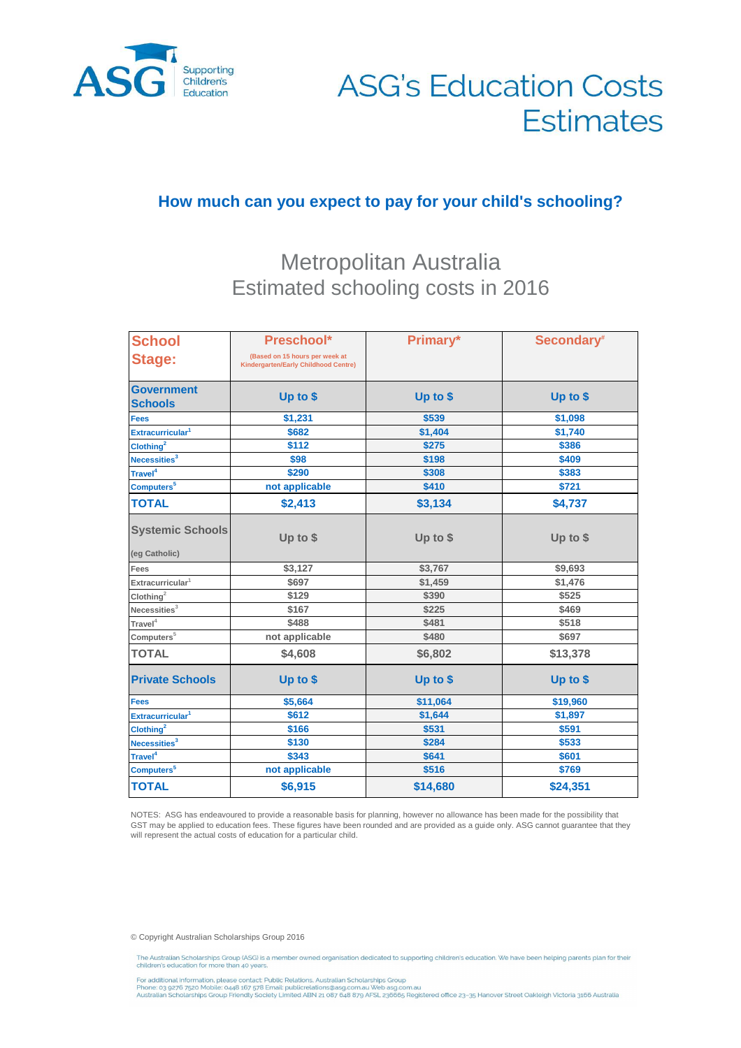ASG Supporting Children's Education

# ASG's Education Costs Estimates

## How much can you expect to pay for your child's schooling?

### Metropolitan Australia
### Estimated schooling costs in 2016

| School Stage: | Preschool* (Based on 15 hours per week at Kindergarten/Early Childhood Centre) | Primary* | Secondary# |
|---|---|---|---|
| **Government Schools** | **Up to $** | **Up to $** | **Up to $** |
| Fees | $1,231 | $539 | $1,098 |
| Extracurricular[1] | $682 | $1,404 | $1,740 |
| Clothing[2] | $112 | $275 | $386 |
| Necessities[3] | $98 | $198 | $409 |
| Travel[4] | $290 | $308 | $383 |
| Computers[5] | not applicable | $410 | $721 |
| **TOTAL** | **$2,413** | **$3,134** | **$4,737** |
| **Systemic Schools** (eg Catholic) | **Up to $** | **Up to $** | **Up to $** |
| Fees | $3,127 | $3,767 | $9,693 |
| Extracurricular[1] | $697 | $1,459 | $1,476 |
| Clothing[2] | $129 | $390 | $525 |
| Necessities[3] | $167 | $225 | $469 |
| Travel[4] | $488 | $481 | $518 |
| Computers[5] | not applicable | $480 | $697 |
| **TOTAL** | **$4,608** | **$6,802** | **$13,378** |
| **Private Schools** | **Up to $** | **Up to $** | **Up to $** |
| Fees | $5,664 | $11,064 | $19,960 |
| Extracurricular[1] | $612 | $1,644 | $1,897 |
| Clothing[2] | $166 | $531 | $591 |
| Necessities[3] | $130 | $284 | $533 |
| Travel[4] | $343 | $641 | $601 |
| Computers[5] | not applicable | $516 | $769 |
| **TOTAL** | **$6,915** | **$14,680** | **$24,351** |

NOTES: ASG has endeavoured to provide a reasonable basis for planning, however no allowance has been made for the possibility that GST may be applied to education fees. These figures have been rounded and are provided as a guide only. ASG cannot guarantee that they will represent the actual costs of education for a particular child.

© Copyright Australian Scholarships Group 2016

The Australian Scholarships Group (ASG) is a member owned organisation dedicated to supporting children's education. We have been helping parents plan for their children's education for more than 40 years.

For additional information, please contact: Public Relations, Australian Scholarships Group
Phone: 03 9276 7520 Mobile: 0448 167 578 Email: publicrelations@asg.com.au Web asg.com.au
Australian Scholarships Group Friendly Society Limited ABN 21 087 648 879 AFSL 236665 Registered office 23-35 Hanover Street Oakleigh Victoria 3166 Australia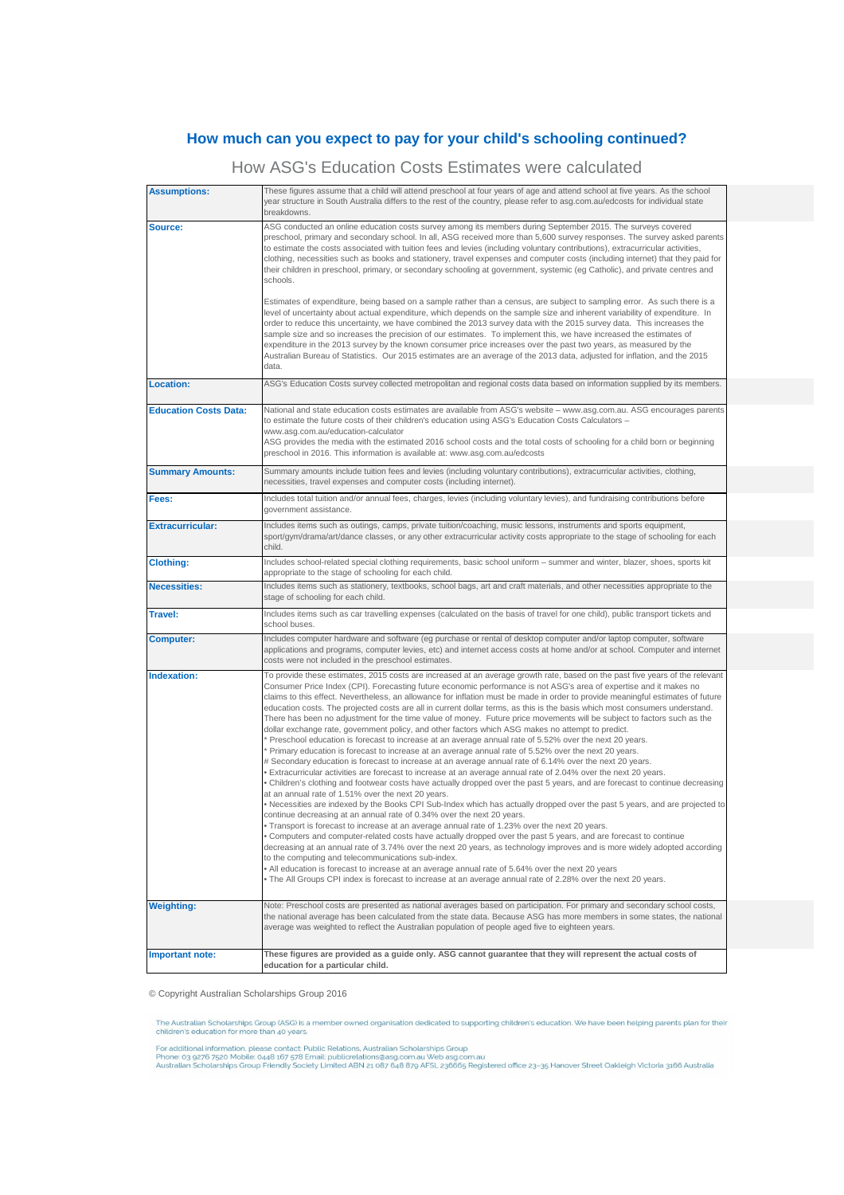## How much can you expect to pay for your child's schooling continued?

### How ASG's Education Costs Estimates were calculated

| | |
|---|---|
| **Assumptions:** | These figures assume that a child will attend preschool at four years of age and attend school at five years. As the school year structure in South Australia differs to the rest of the country, please refer to asg.com.au/edcosts for individual state breakdowns. |
| **Source:** | ASG conducted an online education costs survey among its members during September 2015. The surveys covered preschool, primary and secondary school. In all, ASG received more than 5,600 survey responses. The survey asked parents to estimate the costs associated with tuition fees and levies (including voluntary contributions), extracurricular activities, clothing, necessities such as books and stationery, travel expenses and computer costs (including internet) that they paid for their children in preschool, primary, or secondary schooling at government, systemic (eg Catholic), and private centres and schools.<br><br>Estimates of expenditure, being based on a sample rather than a census, are subject to sampling error. As such there is a level of uncertainty about actual expenditure, which depends on the sample size and inherent variability of expenditure. In order to reduce this uncertainty, we have combined the 2013 survey data with the 2015 survey data. This increases the sample size and so increases the precision of our estimates. To implement this, we have increased the estimates of expenditure in the 2013 survey by the known consumer price increases over the past two years, as measured by the Australian Bureau of Statistics. Our 2015 estimates are an average of the 2013 data, adjusted for inflation, and the 2015 data. |
| **Location:** | ASG's Education Costs survey collected metropolitan and regional costs data based on information supplied by its members. |
| **Education Costs Data:** | National and state education costs estimates are available from ASG's website – www.asg.com.au. ASG encourages parents to estimate the future costs of their children's education using ASG's Education Costs Calculators – www.asg.com.au/education-calculator<br>ASG provides the media with the estimated 2016 school costs and the total costs of schooling for a child born or beginning preschool in 2016. This information is available at: www.asg.com.au/edcosts |
| **Summary Amounts:** | Summary amounts include tuition fees and levies (including voluntary contributions), extracurricular activities, clothing, necessities, travel expenses and computer costs (including internet). |
| **Fees:** | Includes total tuition and/or annual fees, charges, levies (including voluntary levies), and fundraising contributions before government assistance. |
| **Extracurricular:** | Includes items such as outings, camps, private tuition/coaching, music lessons, instruments and sports equipment, sport/gym/drama/art/dance classes, or any other extracurricular activity costs appropriate to the stage of schooling for each child. |
| **Clothing:** | Includes school-related special clothing requirements, basic school uniform – summer and winter, blazer, shoes, sports kit appropriate to the stage of schooling for each child. |
| **Necessities:** | Includes items such as stationery, textbooks, school bags, art and craft materials, and other necessities appropriate to the stage of schooling for each child. |
| **Travel:** | Includes items such as car travelling expenses (calculated on the basis of travel for one child), public transport tickets and school buses. |
| **Computer:** | Includes computer hardware and software (eg purchase or rental of desktop computer and/or laptop computer, software applications and programs, computer levies, etc) and internet access costs at home and/or at school. Computer and internet costs were not included in the preschool estimates. |
| **Indexation:** | To provide these estimates, 2015 costs are increased at an average growth rate, based on the past five years of the relevant Consumer Price Index (CPI). Forecasting future economic performance is not ASG's area of expertise and it makes no claims to this effect. Nevertheless, an allowance for inflation must be made in order to provide meaningful estimates of future education costs. The projected costs are all in current dollar terms, as this is the basis which most consumers understand. There has been no adjustment for the time value of money. Future price movements will be subject to factors such as the dollar exchange rate, government policy, and other factors which ASG makes no attempt to predict.<br>* Preschool education is forecast to increase at an average annual rate of 5.52% over the next 20 years.<br>* Primary education is forecast to increase at an average annual rate of 5.52% over the next 20 years.<br># Secondary education is forecast to increase at an average annual rate of 6.14% over the next 20 years.<br>• Extracurricular activities are forecast to increase at an average annual rate of 2.04% over the next 20 years.<br>• Children's clothing and footwear costs have actually dropped over the past 5 years, and are forecast to continue decreasing at an annual rate of 1.51% over the next 20 years.<br>• Necessities are indexed by the Books CPI Sub-Index which has actually dropped over the past 5 years, and are projected to continue decreasing at an annual rate of 0.34% over the next 20 years.<br>• Transport is forecast to increase at an average annual rate of 1.23% over the next 20 years.<br>• Computers and computer-related costs have actually dropped over the past 5 years, and are forecast to continue decreasing at an annual rate of 3.74% over the next 20 years, as technology improves and is more widely adopted according to the computing and telecommunications sub-index.<br>• All education is forecast to increase at an average annual rate of 5.64% over the next 20 years<br>• The All Groups CPI index is forecast to increase at an average annual rate of 2.28% over the next 20 years. |
| **Weighting:** | Note: Preschool costs are presented as national averages based on participation. For primary and secondary school costs, the national average has been calculated from the state data. Because ASG has more members in some states, the national average was weighted to reflect the Australian population of people aged five to eighteen years. |
| **Important note:** | **These figures are provided as a guide only. ASG cannot guarantee that they will represent the actual costs of education for a particular child.** |

© Copyright Australian Scholarships Group 2016

The Australian Scholarships Group (ASG) is a member owned organisation dedicated to supporting children's education. We have been helping parents plan for their children's education for more than 40 years.

For additional information, please contact: Public Relations, Australian Scholarships Group
Phone: 03 9276 7520 Mobile: 0448 167 578 Email: publicrelations@asg.com.au Web asg.com.au
Australian Scholarships Group Friendly Society Limited ABN 21 087 648 879 AFSL 236665 Registered office 23–35 Hanover Street Oakleigh Victoria 3166 Australia